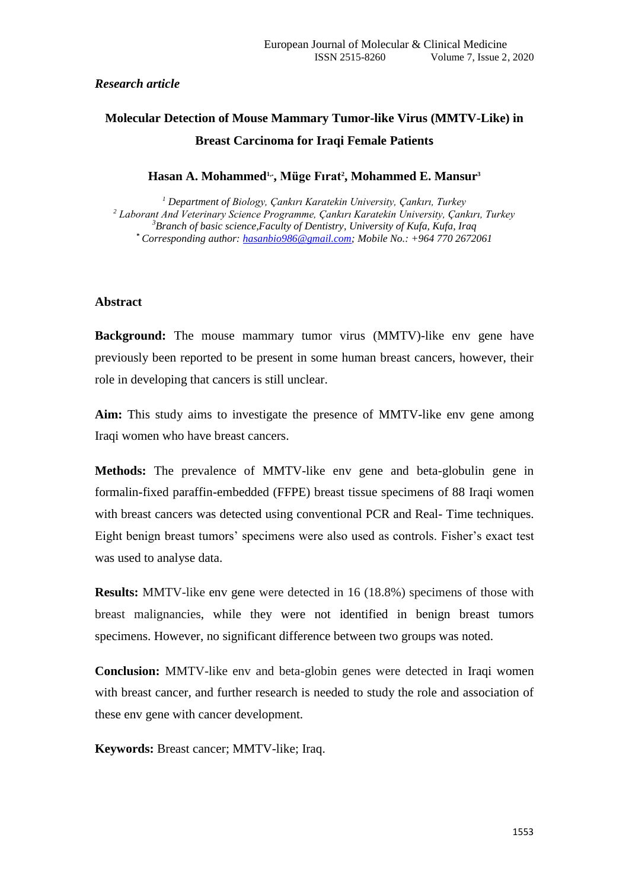*Research article*

# Molecular Detection of Mouse Mammary Tumor-like Virus (MMTV-Like) in Breast Carcinoma for Iraqi Female Patients

**Hasan A. Mohammed[1,*], Müge Fırat[2], Mohammed E. Mansur[3]**

*[1] Department of Biology, Çankırı Karatekin University, Çankırı, Turkey*
*[2] Laborant And Veterinary Science Programme, Çankırı Karatekin University, Çankırı, Turkey*
*[3]Branch of basic science,Faculty of Dentistry, University of Kufa, Kufa, Iraq*
*[*] Corresponding author: hasanbio986@gmail.com; Mobile No.: +964 770 2672061*

## Abstract

**Background:** The mouse mammary tumor virus (MMTV)-like env gene have previously been reported to be present in some human breast cancers, however, their role in developing that cancers is still unclear.

**Aim:** This study aims to investigate the presence of MMTV-like env gene among Iraqi women who have breast cancers.

**Methods:** The prevalence of MMTV-like env gene and beta-globulin gene in formalin-fixed paraffin-embedded (FFPE) breast tissue specimens of 88 Iraqi women with breast cancers was detected using conventional PCR and Real- Time techniques. Eight benign breast tumors' specimens were also used as controls. Fisher's exact test was used to analyse data.

**Results:** MMTV-like env gene were detected in 16 (18.8%) specimens of those with breast malignancies, while they were not identified in benign breast tumors specimens. However, no significant difference between two groups was noted.

**Conclusion:** MMTV-like env and beta-globin genes were detected in Iraqi women with breast cancer, and further research is needed to study the role and association of these env gene with cancer development.

**Keywords:** Breast cancer; MMTV-like; Iraq.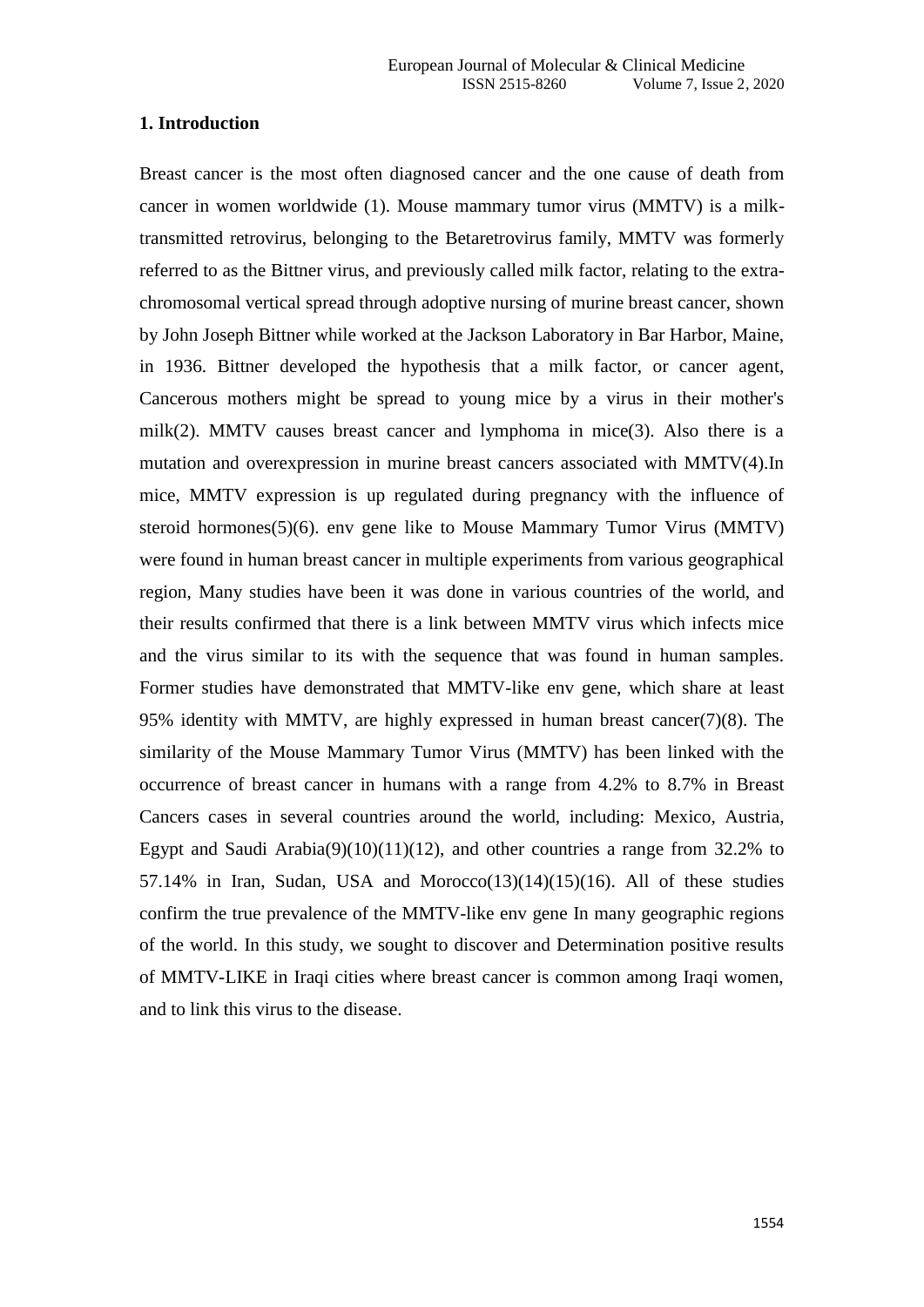## 1. Introduction

Breast cancer is the most often diagnosed cancer and the one cause of death from cancer in women worldwide (1). Mouse mammary tumor virus (MMTV) is a milk-transmitted retrovirus, belonging to the Betaretrovirus family, MMTV was formerly referred to as the Bittner virus, and previously called milk factor, relating to the extra-chromosomal vertical spread through adoptive nursing of murine breast cancer, shown by John Joseph Bittner while worked at the Jackson Laboratory in Bar Harbor, Maine, in 1936. Bittner developed the hypothesis that a milk factor, or cancer agent, Cancerous mothers might be spread to young mice by a virus in their mother's milk(2). MMTV causes breast cancer and lymphoma in mice(3). Also there is a mutation and overexpression in murine breast cancers associated with MMTV(4).In mice, MMTV expression is up regulated during pregnancy with the influence of steroid hormones(5)(6). env gene like to Mouse Mammary Tumor Virus (MMTV) were found in human breast cancer in multiple experiments from various geographical region, Many studies have been it was done in various countries of the world, and their results confirmed that there is a link between MMTV virus which infects mice and the virus similar to its with the sequence that was found in human samples. Former studies have demonstrated that MMTV-like env gene, which share at least 95% identity with MMTV, are highly expressed in human breast cancer(7)(8). The similarity of the Mouse Mammary Tumor Virus (MMTV) has been linked with the occurrence of breast cancer in humans with a range from 4.2% to 8.7% in Breast Cancers cases in several countries around the world, including: Mexico, Austria, Egypt and Saudi Arabia(9)(10)(11)(12), and other countries a range from 32.2% to 57.14% in Iran, Sudan, USA and Morocco(13)(14)(15)(16). All of these studies confirm the true prevalence of the MMTV-like env gene In many geographic regions of the world. In this study, we sought to discover and Determination positive results of MMTV-LIKE in Iraqi cities where breast cancer is common among Iraqi women, and to link this virus to the disease.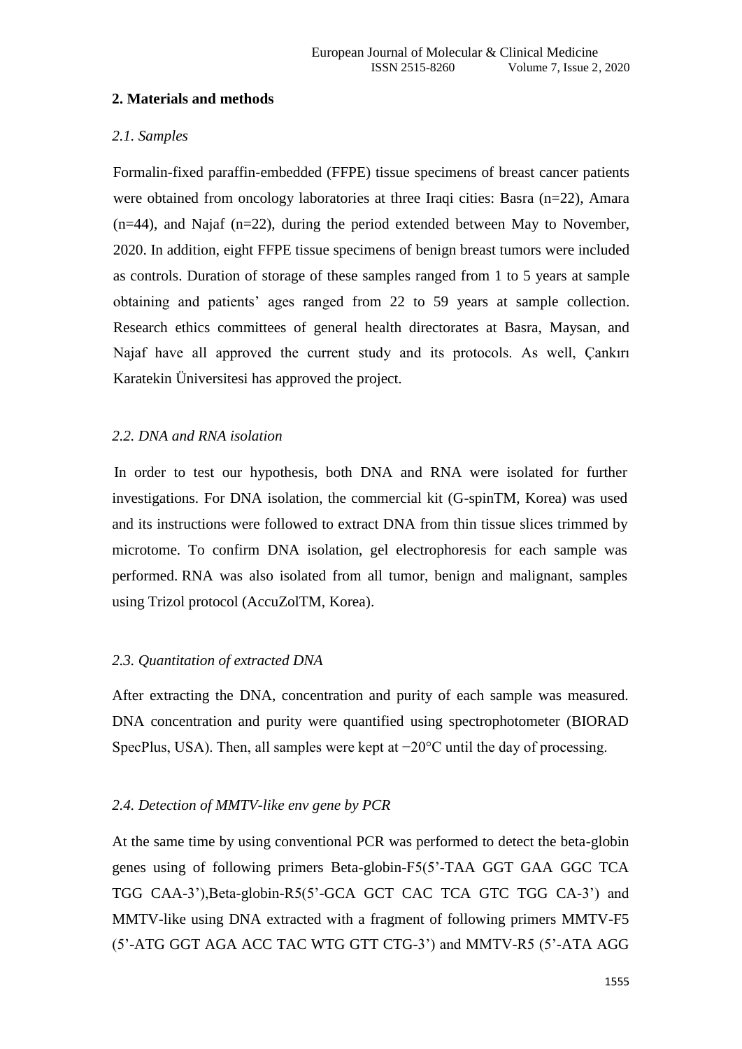## 2. Materials and methods

### *2.1. Samples*

Formalin-fixed paraffin-embedded (FFPE) tissue specimens of breast cancer patients were obtained from oncology laboratories at three Iraqi cities: Basra (n=22), Amara (n=44), and Najaf (n=22), during the period extended between May to November, 2020. In addition, eight FFPE tissue specimens of benign breast tumors were included as controls. Duration of storage of these samples ranged from 1 to 5 years at sample obtaining and patients' ages ranged from 22 to 59 years at sample collection. Research ethics committees of general health directorates at Basra, Maysan, and Najaf have all approved the current study and its protocols. As well, Çankırı Karatekin Üniversitesi has approved the project.

### *2.2. DNA and RNA isolation*

In order to test our hypothesis, both DNA and RNA were isolated for further investigations. For DNA isolation, the commercial kit (G-spinTM, Korea) was used and its instructions were followed to extract DNA from thin tissue slices trimmed by microtome. To confirm DNA isolation, gel electrophoresis for each sample was performed. RNA was also isolated from all tumor, benign and malignant, samples using Trizol protocol (AccuZolTM, Korea).

### *2.3. Quantitation of extracted DNA*

After extracting the DNA, concentration and purity of each sample was measured. DNA concentration and purity were quantified using spectrophotometer (BIORAD SpecPlus, USA). Then, all samples were kept at −20°C until the day of processing.

### *2.4. Detection of MMTV-like env gene by PCR*

At the same time by using conventional PCR was performed to detect the beta-globin genes using of following primers Beta-globin-F5(5'-TAA GGT GAA GGC TCA TGG CAA-3'),Beta-globin-R5(5'-GCA GCT CAC TCA GTC TGG CA-3') and MMTV-like using DNA extracted with a fragment of following primers MMTV-F5 (5'-ATG GGT AGA ACC TAC WTG GTT CTG-3') and MMTV-R5 (5'-ATA AGG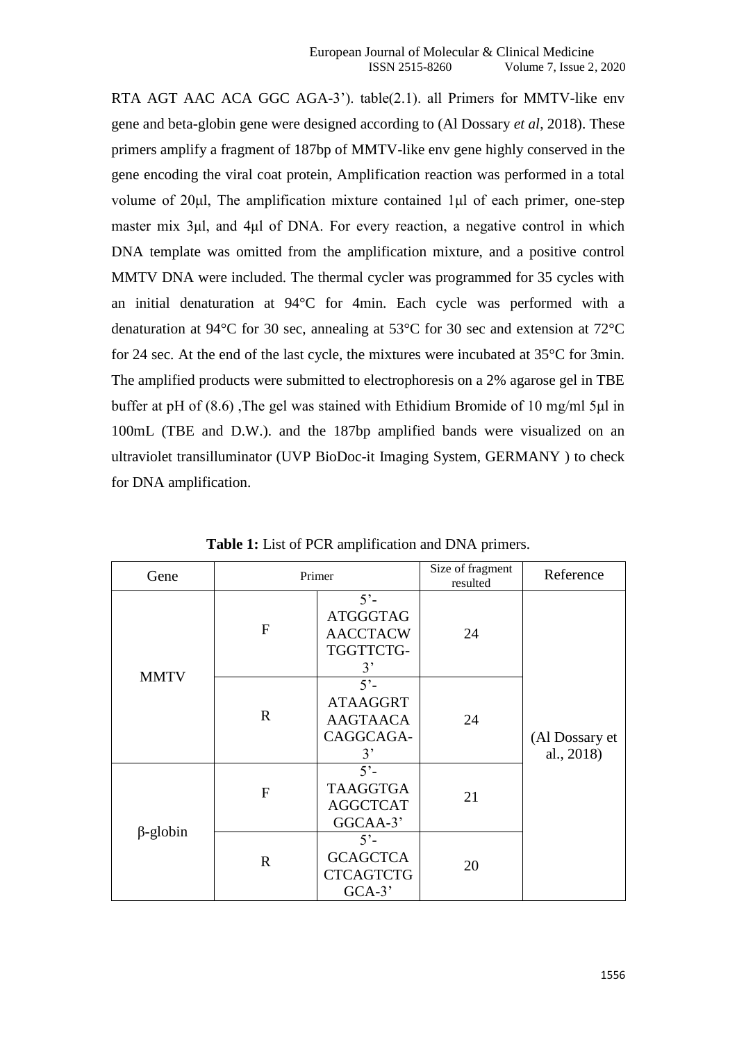RTA AGT AAC ACA GGC AGA-3’). table(2.1). all Primers for MMTV-like env gene and beta-globin gene were designed according to (Al Dossary *et al*, 2018). These primers amplify a fragment of 187bp of MMTV-like env gene highly conserved in the gene encoding the viral coat protein, Amplification reaction was performed in a total volume of 20μl, The amplification mixture contained 1μl of each primer, one-step master mix 3μl, and 4μl of DNA. For every reaction, a negative control in which DNA template was omitted from the amplification mixture, and a positive control MMTV DNA were included. The thermal cycler was programmed for 35 cycles with an initial denaturation at 94°C for 4min. Each cycle was performed with a denaturation at 94°C for 30 sec, annealing at 53°C for 30 sec and extension at 72°C for 24 sec. At the end of the last cycle, the mixtures were incubated at 35°C for 3min. The amplified products were submitted to electrophoresis on a 2% agarose gel in TBE buffer at pH of (8.6) ,The gel was stained with Ethidium Bromide of 10 mg/ml 5μl in 100mL (TBE and D.W.). and the 187bp amplified bands were visualized on an ultraviolet transilluminator (UVP BioDoc-it Imaging System, GERMANY ) to check for DNA amplification.

**Table 1:** List of PCR amplification and DNA primers.

| Gene | Primer | | Size of fragment resulted | Reference |
|---|---|---|---|---|
| MMTV | F | 5’-ATGGGTAGAACCTACWTGGTTCTG-3’ | 24 | (Al Dossary et al., 2018) |
| | R | 5’-ATAAGGRTAAGTAACACAGGCAGA-3’ | 24 | |
| β-globin | F | 5’-TAAGGTGAAGGCTCATGGCAA-3’ | 21 | |
| | R | 5’-GCAGCTCACTCAGTCTGGCA-3’ | 20 | |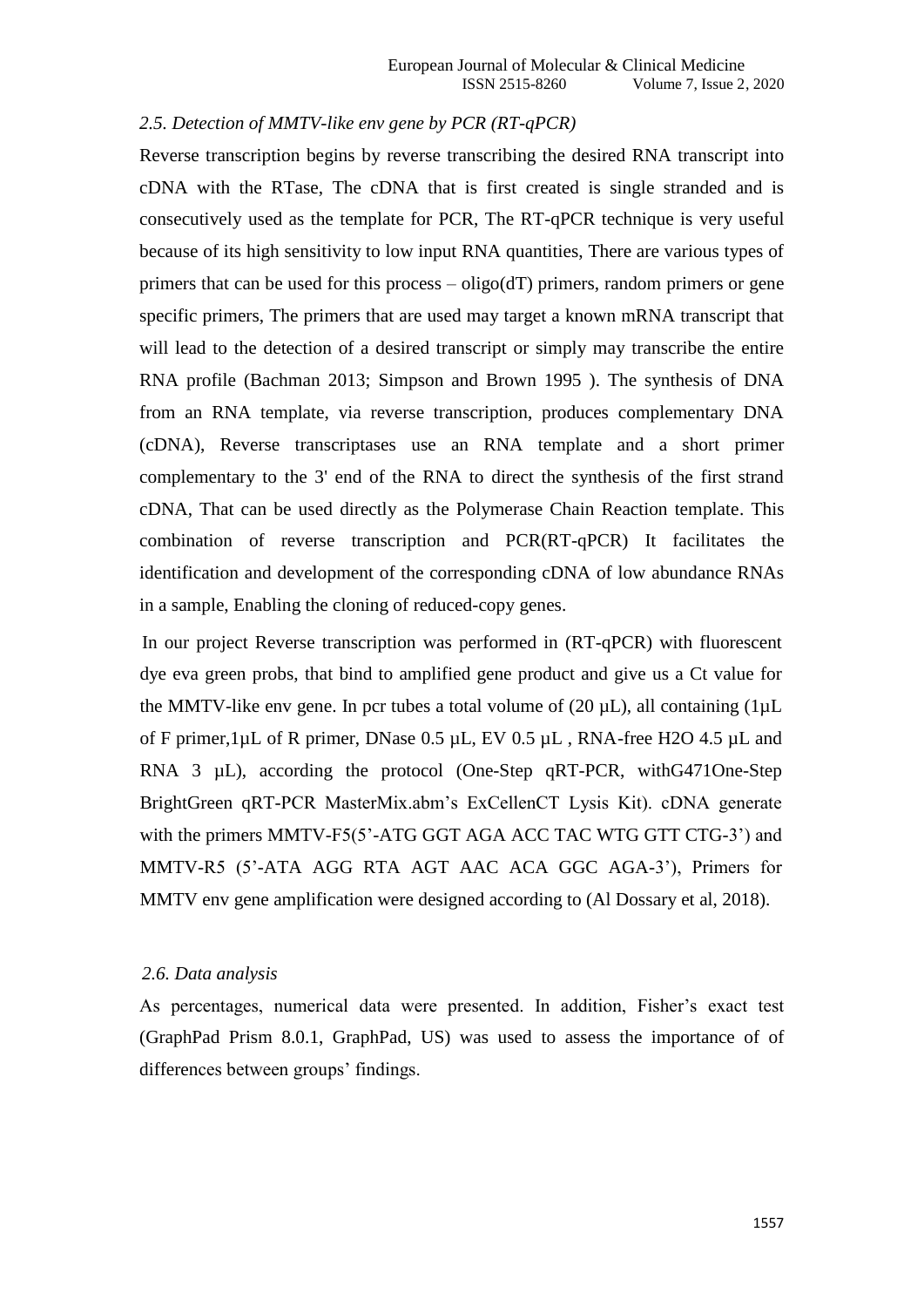### *2.5. Detection of MMTV-like env gene by PCR (RT-qPCR)*

Reverse transcription begins by reverse transcribing the desired RNA transcript into cDNA with the RTase, The cDNA that is first created is single stranded and is consecutively used as the template for PCR, The RT-qPCR technique is very useful because of its high sensitivity to low input RNA quantities, There are various types of primers that can be used for this process – oligo(dT) primers, random primers or gene specific primers, The primers that are used may target a known mRNA transcript that will lead to the detection of a desired transcript or simply may transcribe the entire RNA profile (Bachman 2013; Simpson and Brown 1995 ). The synthesis of DNA from an RNA template, via reverse transcription, produces complementary DNA (cDNA), Reverse transcriptases use an RNA template and a short primer complementary to the 3' end of the RNA to direct the synthesis of the first strand cDNA, That can be used directly as the Polymerase Chain Reaction template. This combination of reverse transcription and PCR(RT-qPCR) It facilitates the identification and development of the corresponding cDNA of low abundance RNAs in a sample, Enabling the cloning of reduced-copy genes.

In our project Reverse transcription was performed in (RT-qPCR) with fluorescent dye eva green probs, that bind to amplified gene product and give us a Ct value for the MMTV-like env gene. In pcr tubes a total volume of (20 µL), all containing (1µL of F primer,1µL of R primer, DNase 0.5 µL, EV 0.5 µL , RNA-free $H_2O$ 4.5 µL and RNA 3 µL), according the protocol (One-Step qRT-PCR, withG471One-Step BrightGreen qRT-PCR MasterMix.abm's ExCellenCT Lysis Kit). cDNA generate with the primers MMTV-F5(5'-ATG GGT AGA ACC TAC WTG GTT CTG-3') and MMTV-R5 (5'-ATA AGG RTA AGT AAC ACA GGC AGA-3'), Primers for MMTV env gene amplification were designed according to (Al Dossary et al, 2018).

### *2.6. Data analysis*

As percentages, numerical data were presented. In addition, Fisher's exact test (GraphPad Prism 8.0.1, GraphPad, US) was used to assess the importance of of differences between groups' findings.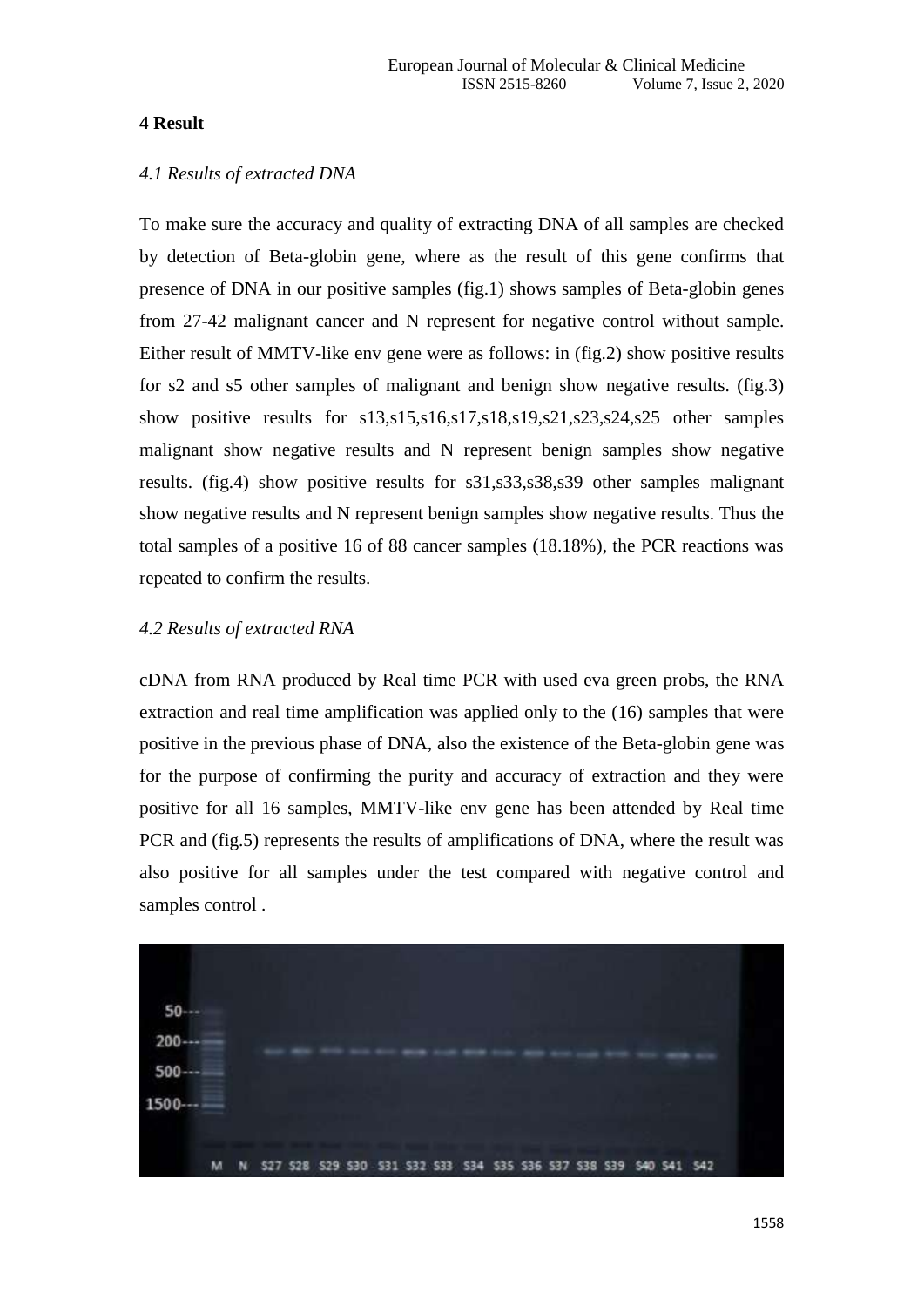## 4 Result

### *4.1 Results of extracted DNA*

To make sure the accuracy and quality of extracting DNA of all samples are checked by detection of Beta-globin gene, where as the result of this gene confirms that presence of DNA in our positive samples (fig.1) shows samples of Beta-globin genes from 27-42 malignant cancer and N represent for negative control without sample. Either result of MMTV-like env gene were as follows: in (fig.2) show positive results for s2 and s5 other samples of malignant and benign show negative results. (fig.3) show positive results for s13,s15,s16,s17,s18,s19,s21,s23,s24,s25 other samples malignant show negative results and N represent benign samples show negative results. (fig.4) show positive results for s31,s33,s38,s39 other samples malignant show negative results and N represent benign samples show negative results. Thus the total samples of a positive 16 of 88 cancer samples (18.18%), the PCR reactions was repeated to confirm the results.

### *4.2 Results of extracted RNA*

cDNA from RNA produced by Real time PCR with used eva green probs, the RNA extraction and real time amplification was applied only to the (16) samples that were positive in the previous phase of DNA, also the existence of the Beta-globin gene was for the purpose of confirming the purity and accuracy of extraction and they were positive for all 16 samples, MMTV-like env gene has been attended by Real time PCR and (fig.5) represents the results of amplifications of DNA, where the result was also positive for all samples under the test compared with negative control and samples control .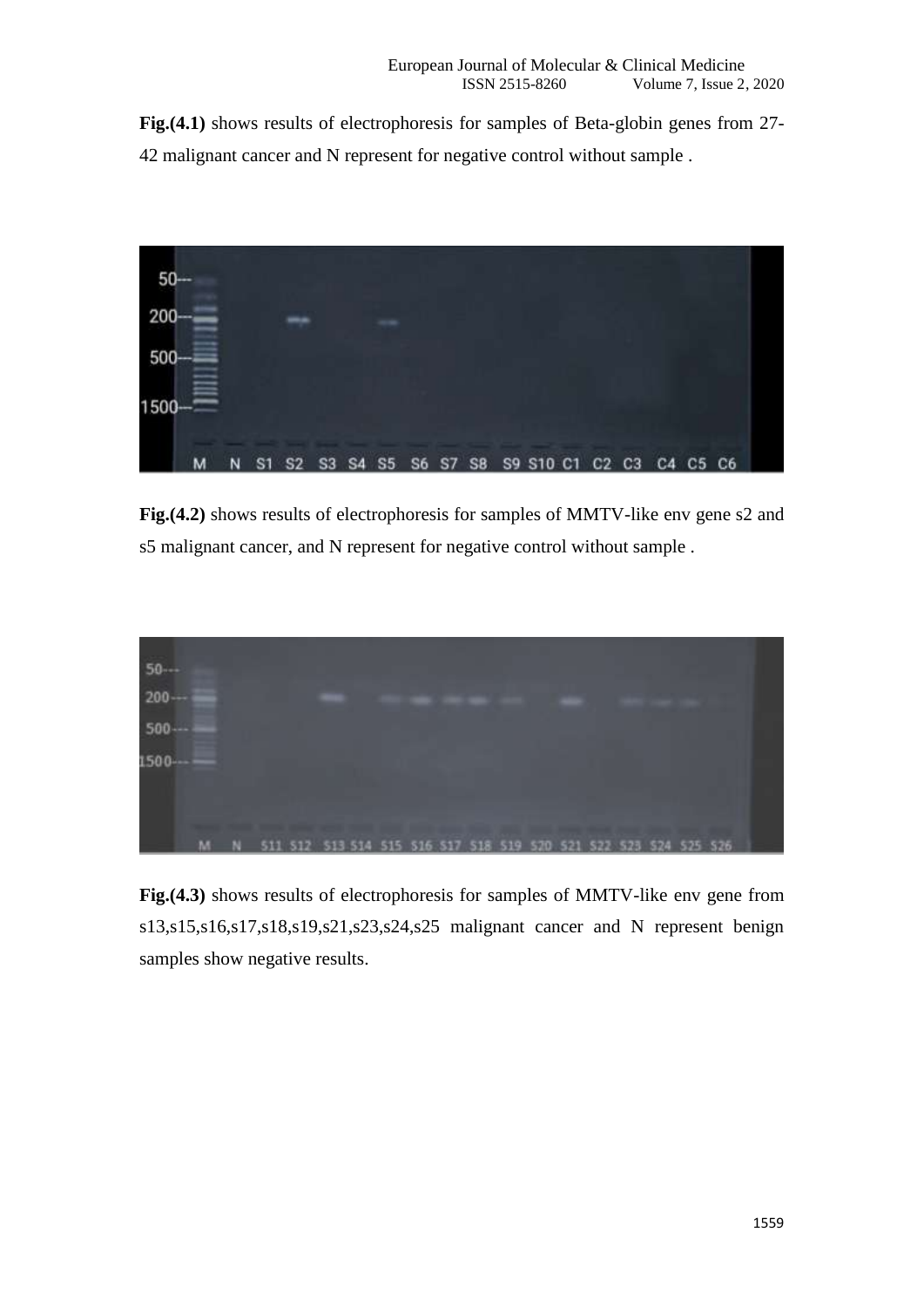**Fig.(4.1)** shows results of electrophoresis for samples of Beta-globin genes from 27-42 malignant cancer and N represent for negative control without sample .

**Fig.(4.2)** shows results of electrophoresis for samples of MMTV-like env gene s2 and s5 malignant cancer, and N represent for negative control without sample .

**Fig.(4.3)** shows results of electrophoresis for samples of MMTV-like env gene from s13,s15,s16,s17,s18,s19,s21,s23,s24,s25 malignant cancer and N represent benign samples show negative results.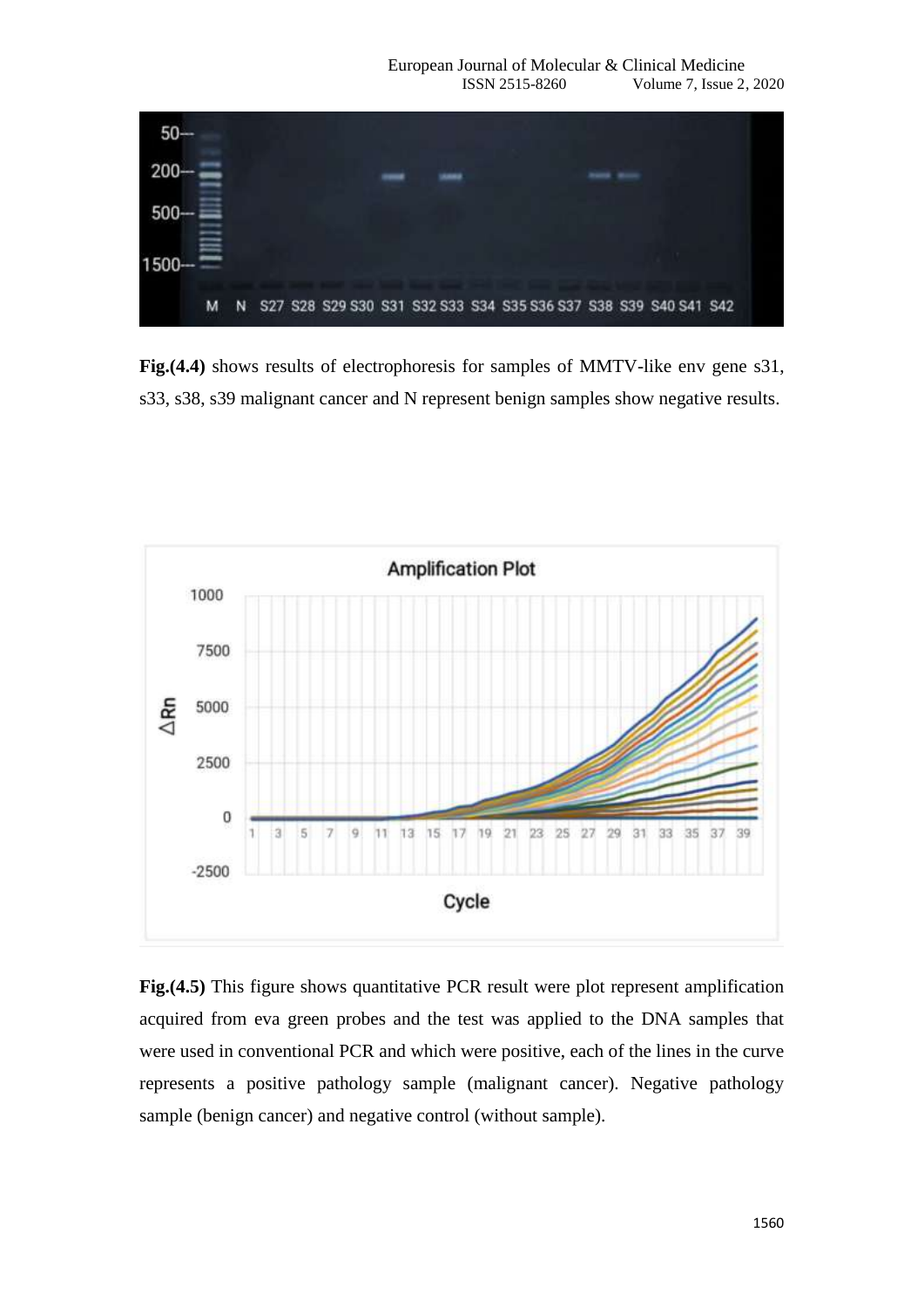**Fig.(4.4)** shows results of electrophoresis for samples of MMTV-like env gene s31, s33, s38, s39 malignant cancer and N represent benign samples show negative results.

**Fig.(4.5)** This figure shows quantitative PCR result were plot represent amplification acquired from eva green probes and the test was applied to the DNA samples that were used in conventional PCR and which were positive, each of the lines in the curve represents a positive pathology sample (malignant cancer). Negative pathology sample (benign cancer) and negative control (without sample).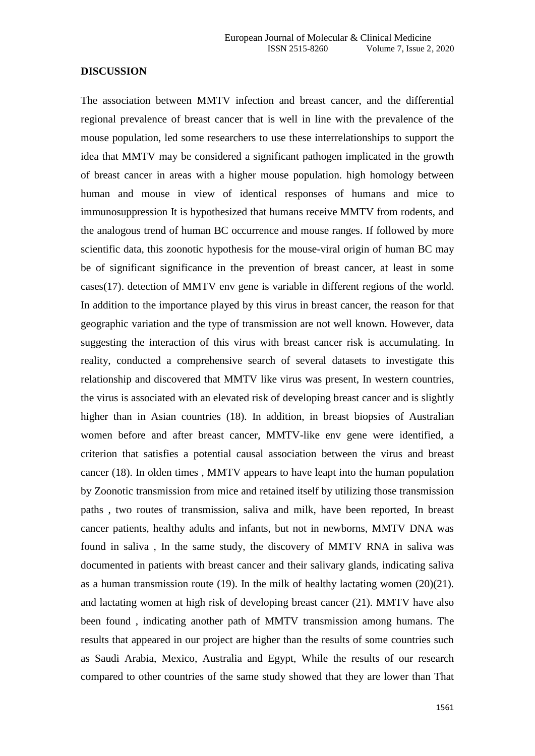**DISCUSSION**

The association between MMTV infection and breast cancer, and the differential regional prevalence of breast cancer that is well in line with the prevalence of the mouse population, led some researchers to use these interrelationships to support the idea that MMTV may be considered a significant pathogen implicated in the growth of breast cancer in areas with a higher mouse population. high homology between human and mouse in view of identical responses of humans and mice to immunosuppression It is hypothesized that humans receive MMTV from rodents, and the analogous trend of human BC occurrence and mouse ranges. If followed by more scientific data, this zoonotic hypothesis for the mouse-viral origin of human BC may be of significant significance in the prevention of breast cancer, at least in some cases(17). detection of MMTV env gene is variable in different regions of the world. In addition to the importance played by this virus in breast cancer, the reason for that geographic variation and the type of transmission are not well known. However, data suggesting the interaction of this virus with breast cancer risk is accumulating. In reality, conducted a comprehensive search of several datasets to investigate this relationship and discovered that MMTV like virus was present, In western countries, the virus is associated with an elevated risk of developing breast cancer and is slightly higher than in Asian countries (18). In addition, in breast biopsies of Australian women before and after breast cancer, MMTV-like env gene were identified, a criterion that satisfies a potential causal association between the virus and breast cancer (18). In olden times , MMTV appears to have leapt into the human population by Zoonotic transmission from mice and retained itself by utilizing those transmission paths , two routes of transmission, saliva and milk, have been reported, In breast cancer patients, healthy adults and infants, but not in newborns, MMTV DNA was found in saliva , In the same study, the discovery of MMTV RNA in saliva was documented in patients with breast cancer and their salivary glands, indicating saliva as a human transmission route (19). In the milk of healthy lactating women (20)(21). and lactating women at high risk of developing breast cancer (21). MMTV have also been found , indicating another path of MMTV transmission among humans. The results that appeared in our project are higher than the results of some countries such as Saudi Arabia, Mexico, Australia and Egypt, While the results of our research compared to other countries of the same study showed that they are lower than That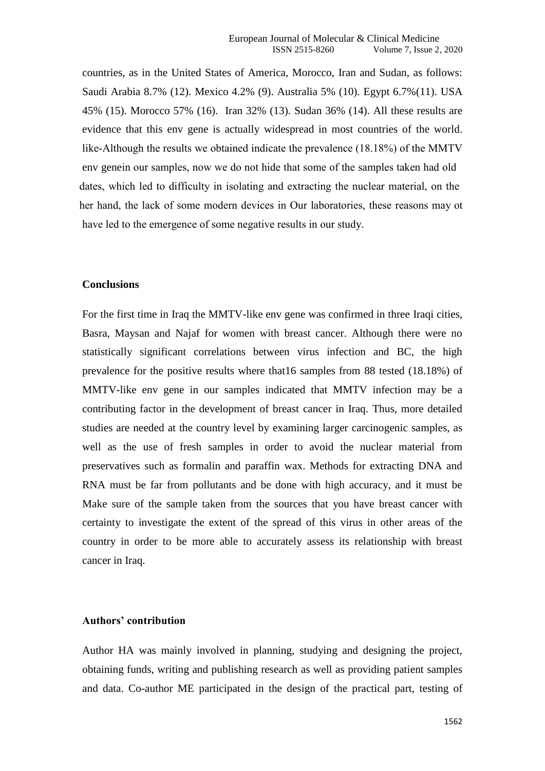countries, as in the United States of America, Morocco, Iran and Sudan, as follows: Saudi Arabia 8.7% (12). Mexico 4.2% (9). Australia 5% (10). Egypt 6.7%(11). USA 45% (15). Morocco 57% (16). Iran 32% (13). Sudan 36% (14). All these results are evidence that this env gene is actually widespread in most countries of the world. like-Although the results we obtained indicate the prevalence (18.18%) of the MMTV env genein our samples, now we do not hide that some of the samples taken had old dates, which led to difficulty in isolating and extracting the nuclear material, on the her hand, the lack of some modern devices in Our laboratories, these reasons may ot have led to the emergence of some negative results in our study.

**Conclusions**

For the first time in Iraq the MMTV-like env gene was confirmed in three Iraqi cities, Basra, Maysan and Najaf for women with breast cancer. Although there were no statistically significant correlations between virus infection and BC, the high prevalence for the positive results where that16 samples from 88 tested (18.18%) of MMTV-like env gene in our samples indicated that MMTV infection may be a contributing factor in the development of breast cancer in Iraq. Thus, more detailed studies are needed at the country level by examining larger carcinogenic samples, as well as the use of fresh samples in order to avoid the nuclear material from preservatives such as formalin and paraffin wax. Methods for extracting DNA and RNA must be far from pollutants and be done with high accuracy, and it must be Make sure of the sample taken from the sources that you have breast cancer with certainty to investigate the extent of the spread of this virus in other areas of the country in order to be more able to accurately assess its relationship with breast cancer in Iraq.

**Authors' contribution**

Author HA was mainly involved in planning, studying and designing the project, obtaining funds, writing and publishing research as well as providing patient samples and data. Co-author ME participated in the design of the practical part, testing of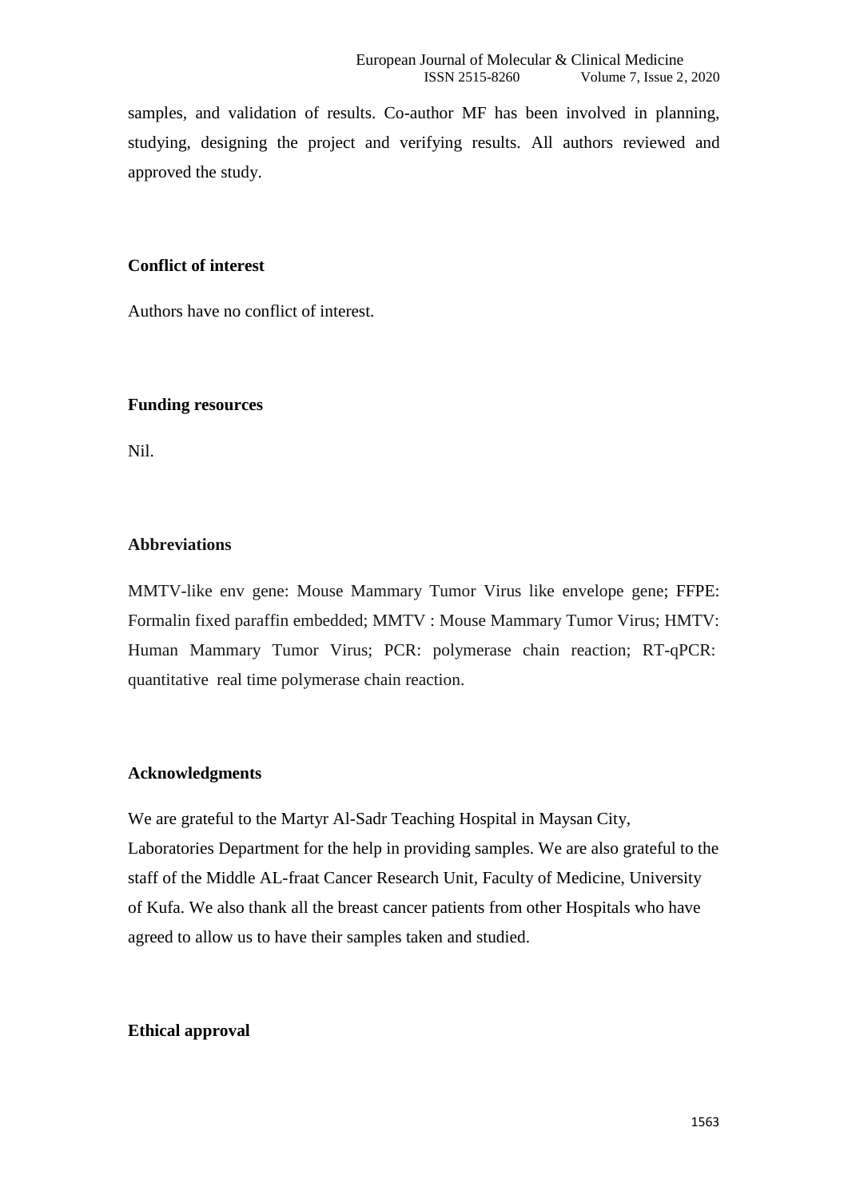samples, and validation of results. Co-author MF has been involved in planning, studying, designing the project and verifying results. All authors reviewed and approved the study.

## Conflict of interest

Authors have no conflict of interest.

## Funding resources

Nil.

## Abbreviations

MMTV-like env gene: Mouse Mammary Tumor Virus like envelope gene; FFPE: Formalin fixed paraffin embedded; MMTV : Mouse Mammary Tumor Virus; HMTV: Human Mammary Tumor Virus; PCR: polymerase chain reaction; RT-qPCR: quantitative real time polymerase chain reaction.

## Acknowledgments

We are grateful to the Martyr Al-Sadr Teaching Hospital in Maysan City, Laboratories Department for the help in providing samples. We are also grateful to the staff of the Middle AL-fraat Cancer Research Unit, Faculty of Medicine, University of Kufa. We also thank all the breast cancer patients from other Hospitals who have agreed to allow us to have their samples taken and studied.

## Ethical approval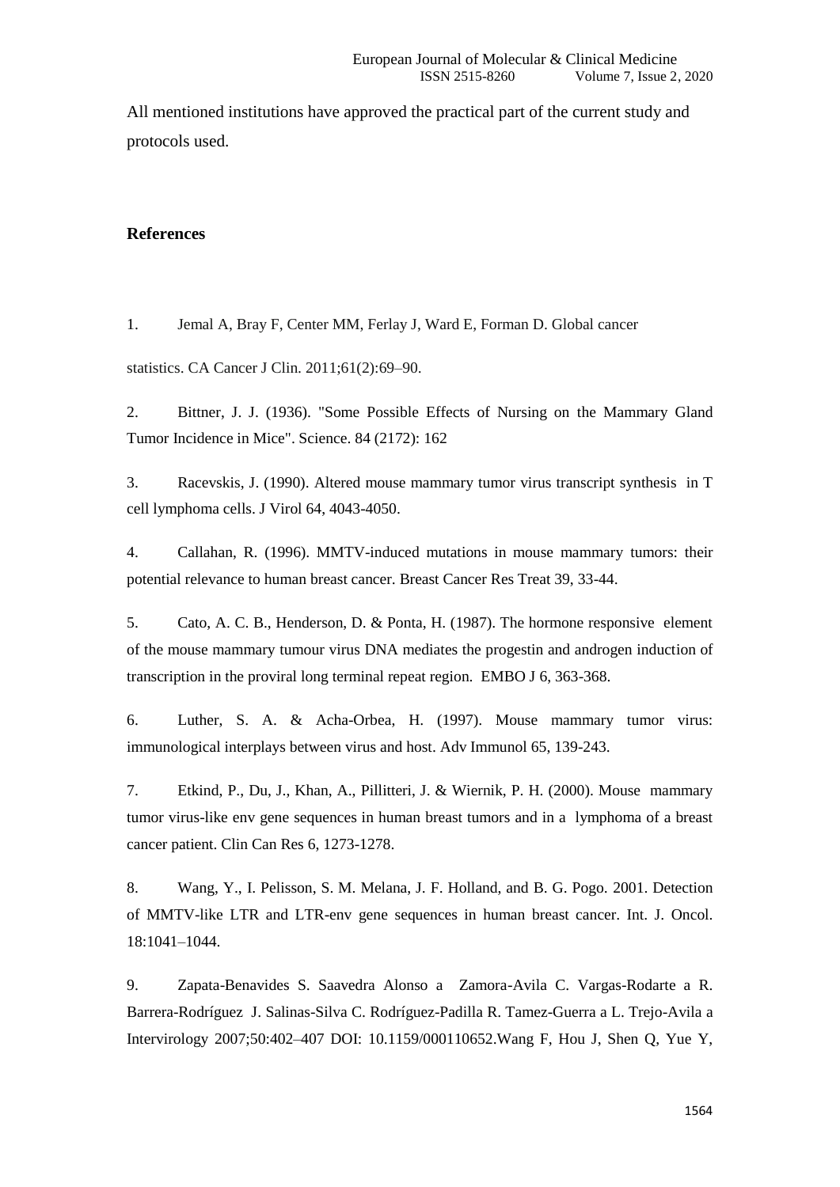All mentioned institutions have approved the practical part of the current study and protocols used.

## References

1. Jemal A, Bray F, Center MM, Ferlay J, Ward E, Forman D. Global cancer statistics. CA Cancer J Clin. 2011;61(2):69–90.

2. Bittner, J. J. (1936). "Some Possible Effects of Nursing on the Mammary Gland Tumor Incidence in Mice". Science. 84 (2172): 162

3. Racevskis, J. (1990). Altered mouse mammary tumor virus transcript synthesis in T cell lymphoma cells. J Virol 64, 4043-4050.

4. Callahan, R. (1996). MMTV-induced mutations in mouse mammary tumors: their potential relevance to human breast cancer. Breast Cancer Res Treat 39, 33-44.

5. Cato, A. C. B., Henderson, D. & Ponta, H. (1987). The hormone responsive element of the mouse mammary tumour virus DNA mediates the progestin and androgen induction of transcription in the proviral long terminal repeat region. EMBO J 6, 363-368.

6. Luther, S. A. & Acha-Orbea, H. (1997). Mouse mammary tumor virus: immunological interplays between virus and host. Adv Immunol 65, 139-243.

7. Etkind, P., Du, J., Khan, A., Pillitteri, J. & Wiernik, P. H. (2000). Mouse mammary tumor virus-like env gene sequences in human breast tumors and in a lymphoma of a breast cancer patient. Clin Can Res 6, 1273-1278.

8. Wang, Y., I. Pelisson, S. M. Melana, J. F. Holland, and B. G. Pogo. 2001. Detection of MMTV-like LTR and LTR-env gene sequences in human breast cancer. Int. J. Oncol. 18:1041–1044.

9. Zapata-Benavides S. Saavedra Alonso a Zamora-Avila C. Vargas-Rodarte a R. Barrera-Rodríguez J. Salinas-Silva C. Rodríguez-Padilla R. Tamez-Guerra a L. Trejo-Avila a Intervirology 2007;50:402–407 DOI: 10.1159/000110652.Wang F, Hou J, Shen Q, Yue Y,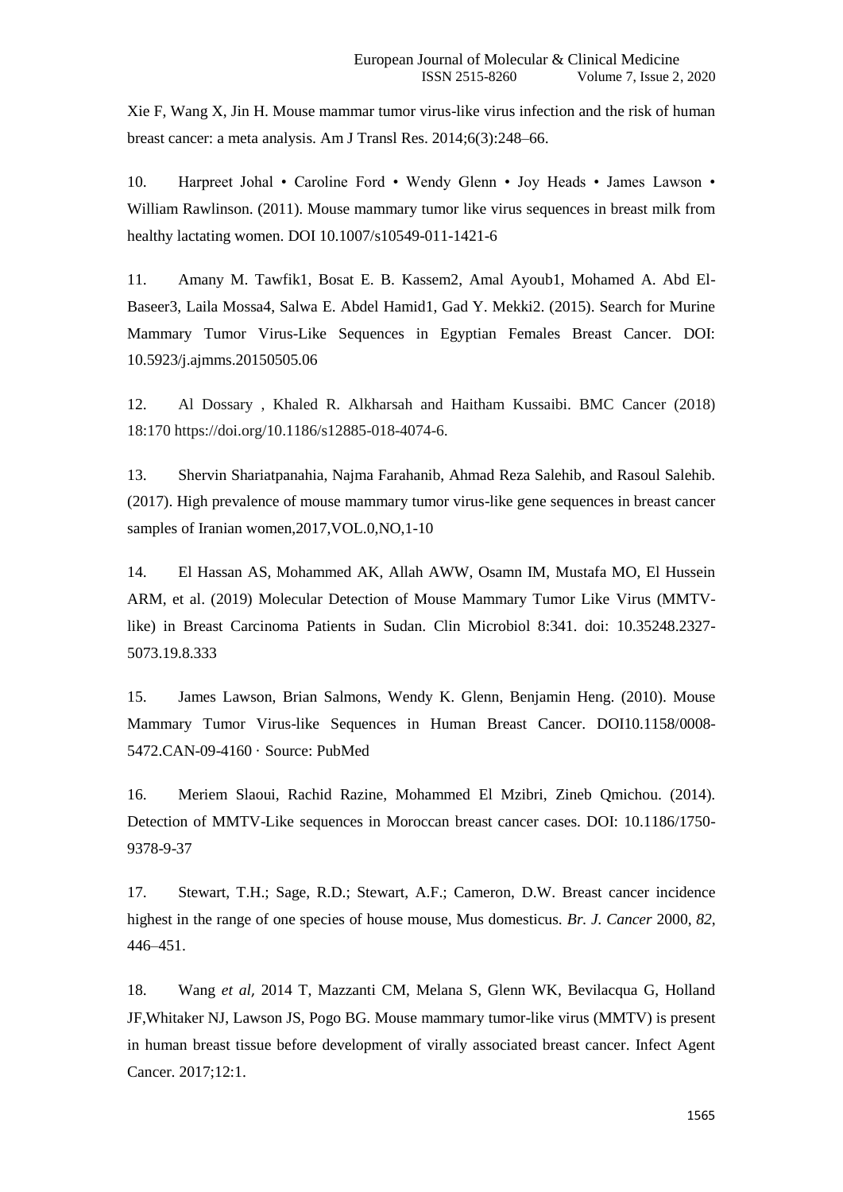Xie F, Wang X, Jin H. Mouse mammar tumor virus-like virus infection and the risk of human breast cancer: a meta analysis. Am J Transl Res. 2014;6(3):248–66.

10. Harpreet Johal • Caroline Ford • Wendy Glenn • Joy Heads • James Lawson • William Rawlinson. (2011). Mouse mammary tumor like virus sequences in breast milk from healthy lactating women. DOI 10.1007/s10549-011-1421-6

11. Amany M. Tawfik1, Bosat E. B. Kassem2, Amal Ayoub1, Mohamed A. Abd El-Baseer3, Laila Mossa4, Salwa E. Abdel Hamid1, Gad Y. Mekki2. (2015). Search for Murine Mammary Tumor Virus-Like Sequences in Egyptian Females Breast Cancer. DOI: 10.5923/j.ajmms.20150505.06

12. Al Dossary , Khaled R. Alkharsah and Haitham Kussaibi. BMC Cancer (2018) 18:170 https://doi.org/10.1186/s12885-018-4074-6.

13. Shervin Shariatpanahia, Najma Farahanib, Ahmad Reza Salehib, and Rasoul Salehib. (2017). High prevalence of mouse mammary tumor virus-like gene sequences in breast cancer samples of Iranian women,2017,VOL.0,NO,1-10

14. El Hassan AS, Mohammed AK, Allah AWW, Osamn IM, Mustafa MO, El Hussein ARM, et al. (2019) Molecular Detection of Mouse Mammary Tumor Like Virus (MMTV-like) in Breast Carcinoma Patients in Sudan. Clin Microbiol 8:341. doi: 10.35248.2327-5073.19.8.333

15. James Lawson, Brian Salmons, Wendy K. Glenn, Benjamin Heng. (2010). Mouse Mammary Tumor Virus-like Sequences in Human Breast Cancer. DOI10.1158/0008-5472.CAN-09-4160 · Source: PubMed

16. Meriem Slaoui, Rachid Razine, Mohammed El Mzibri, Zineb Qmichou. (2014). Detection of MMTV-Like sequences in Moroccan breast cancer cases. DOI: 10.1186/1750-9378-9-37

17. Stewart, T.H.; Sage, R.D.; Stewart, A.F.; Cameron, D.W. Breast cancer incidence highest in the range of one species of house mouse, Mus domesticus. *Br. J. Cancer* 2000, *82*, 446–451.

18. Wang *et al,* 2014 T, Mazzanti CM, Melana S, Glenn WK, Bevilacqua G, Holland JF,Whitaker NJ, Lawson JS, Pogo BG. Mouse mammary tumor-like virus (MMTV) is present in human breast tissue before development of virally associated breast cancer. Infect Agent Cancer. 2017;12:1.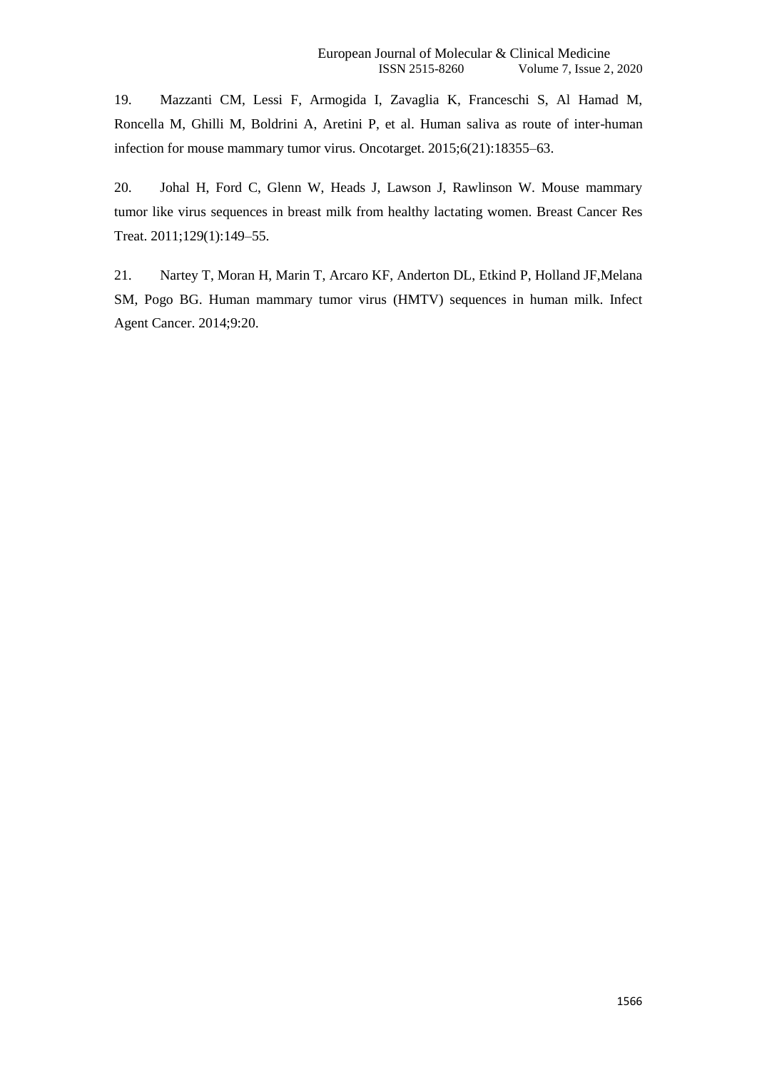19. Mazzanti CM, Lessi F, Armogida I, Zavaglia K, Franceschi S, Al Hamad M, Roncella M, Ghilli M, Boldrini A, Aretini P, et al. Human saliva as route of inter-human infection for mouse mammary tumor virus. Oncotarget. 2015;6(21):18355–63.

20. Johal H, Ford C, Glenn W, Heads J, Lawson J, Rawlinson W. Mouse mammary tumor like virus sequences in breast milk from healthy lactating women. Breast Cancer Res Treat. 2011;129(1):149–55.

21. Nartey T, Moran H, Marin T, Arcaro KF, Anderton DL, Etkind P, Holland JF,Melana SM, Pogo BG. Human mammary tumor virus (HMTV) sequences in human milk. Infect Agent Cancer. 2014;9:20.